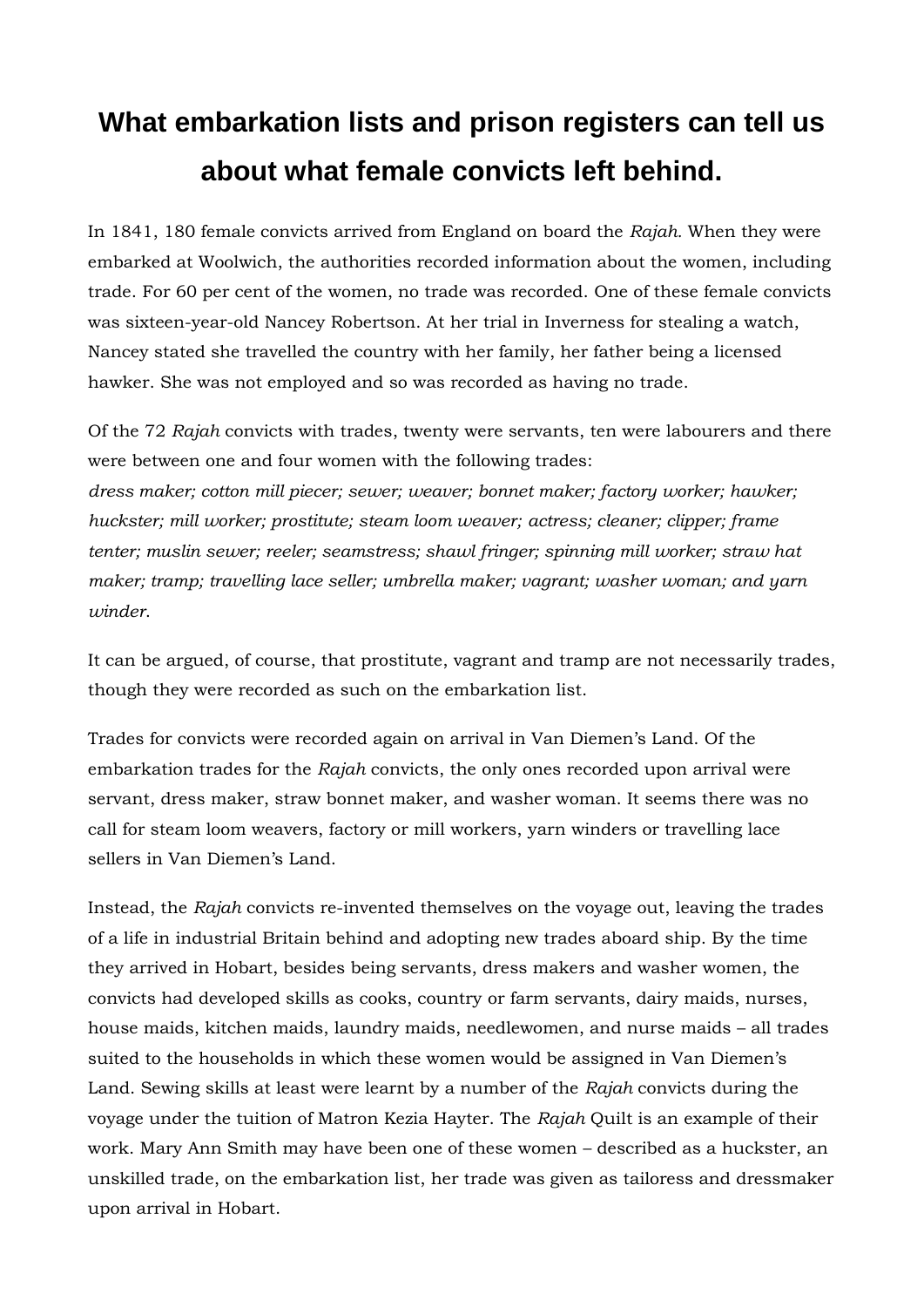# What embarkation lists and prison registers can tell us about what female convicts left behind.

In 1841, 180 female convicts arrived from England on board the *Rajah.* When they were embarked at Woolwich, the authorities recorded information about the women, including trade. For 60 per cent of the women, no trade was recorded. One of these female convicts was sixteen-year-old Nancey Robertson. At her trial in Inverness for stealing a watch, Nancey stated she travelled the country with her family, her father being a licensed hawker. She was not employed and so was recorded as having no trade.

Of the 72 *Rajah* convicts with trades, twenty were servants, ten were labourers and there were between one and four women with the following trades:
*dress maker; cotton mill piecer; sewer; weaver; bonnet maker; factory worker; hawker; huckster; mill worker; prostitute; steam loom weaver; actress; cleaner; clipper; frame tenter; muslin sewer; reeler; seamstress; shawl fringer; spinning mill worker; straw hat maker; tramp; travelling lace seller; umbrella maker; vagrant; washer woman; and yarn winder.*

It can be argued, of course, that prostitute, vagrant and tramp are not necessarily trades, though they were recorded as such on the embarkation list.

Trades for convicts were recorded again on arrival in Van Diemen's Land. Of the embarkation trades for the *Rajah* convicts, the only ones recorded upon arrival were servant, dress maker, straw bonnet maker, and washer woman. It seems there was no call for steam loom weavers, factory or mill workers, yarn winders or travelling lace sellers in Van Diemen's Land.

Instead, the *Rajah* convicts re-invented themselves on the voyage out, leaving the trades of a life in industrial Britain behind and adopting new trades aboard ship. By the time they arrived in Hobart, besides being servants, dress makers and washer women, the convicts had developed skills as cooks, country or farm servants, dairy maids, nurses, house maids, kitchen maids, laundry maids, needlewomen, and nurse maids – all trades suited to the households in which these women would be assigned in Van Diemen's Land. Sewing skills at least were learnt by a number of the *Rajah* convicts during the voyage under the tuition of Matron Kezia Hayter. The *Rajah* Quilt is an example of their work. Mary Ann Smith may have been one of these women – described as a huckster, an unskilled trade, on the embarkation list, her trade was given as tailoress and dressmaker upon arrival in Hobart.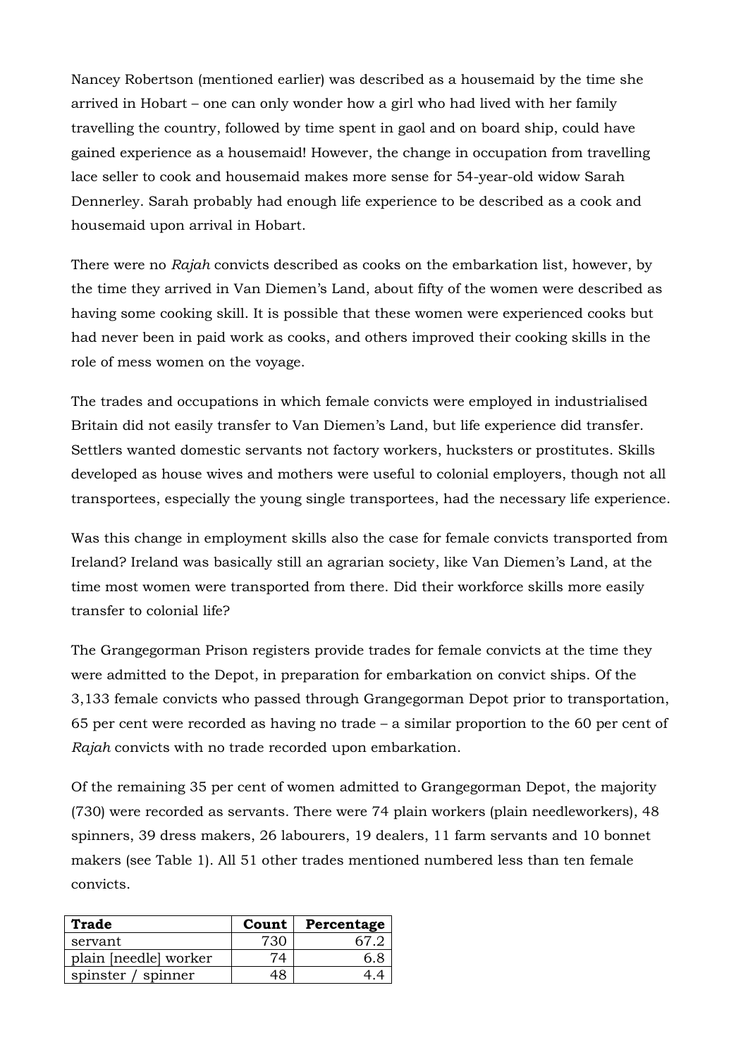Nancey Robertson (mentioned earlier) was described as a housemaid by the time she arrived in Hobart – one can only wonder how a girl who had lived with her family travelling the country, followed by time spent in gaol and on board ship, could have gained experience as a housemaid! However, the change in occupation from travelling lace seller to cook and housemaid makes more sense for 54-year-old widow Sarah Dennerley. Sarah probably had enough life experience to be described as a cook and housemaid upon arrival in Hobart.

There were no *Rajah* convicts described as cooks on the embarkation list, however, by the time they arrived in Van Diemen's Land, about fifty of the women were described as having some cooking skill. It is possible that these women were experienced cooks but had never been in paid work as cooks, and others improved their cooking skills in the role of mess women on the voyage.

The trades and occupations in which female convicts were employed in industrialised Britain did not easily transfer to Van Diemen's Land, but life experience did transfer. Settlers wanted domestic servants not factory workers, hucksters or prostitutes. Skills developed as house wives and mothers were useful to colonial employers, though not all transportees, especially the young single transportees, had the necessary life experience.

Was this change in employment skills also the case for female convicts transported from Ireland? Ireland was basically still an agrarian society, like Van Diemen's Land, at the time most women were transported from there. Did their workforce skills more easily transfer to colonial life?

The Grangegorman Prison registers provide trades for female convicts at the time they were admitted to the Depot, in preparation for embarkation on convict ships. Of the 3,133 female convicts who passed through Grangegorman Depot prior to transportation, 65 per cent were recorded as having no trade – a similar proportion to the 60 per cent of *Rajah* convicts with no trade recorded upon embarkation.

Of the remaining 35 per cent of women admitted to Grangegorman Depot, the majority (730) were recorded as servants. There were 74 plain workers (plain needleworkers), 48 spinners, 39 dress makers, 26 labourers, 19 dealers, 11 farm servants and 10 bonnet makers (see Table 1). All 51 other trades mentioned numbered less than ten female convicts.

| **Trade** | **Count** | **Percentage** |
|---|---|---|
| servant | 730 | 67.2 |
| plain [needle] worker | 74 | 6.8 |
| spinster / spinner | 48 | 4.4 |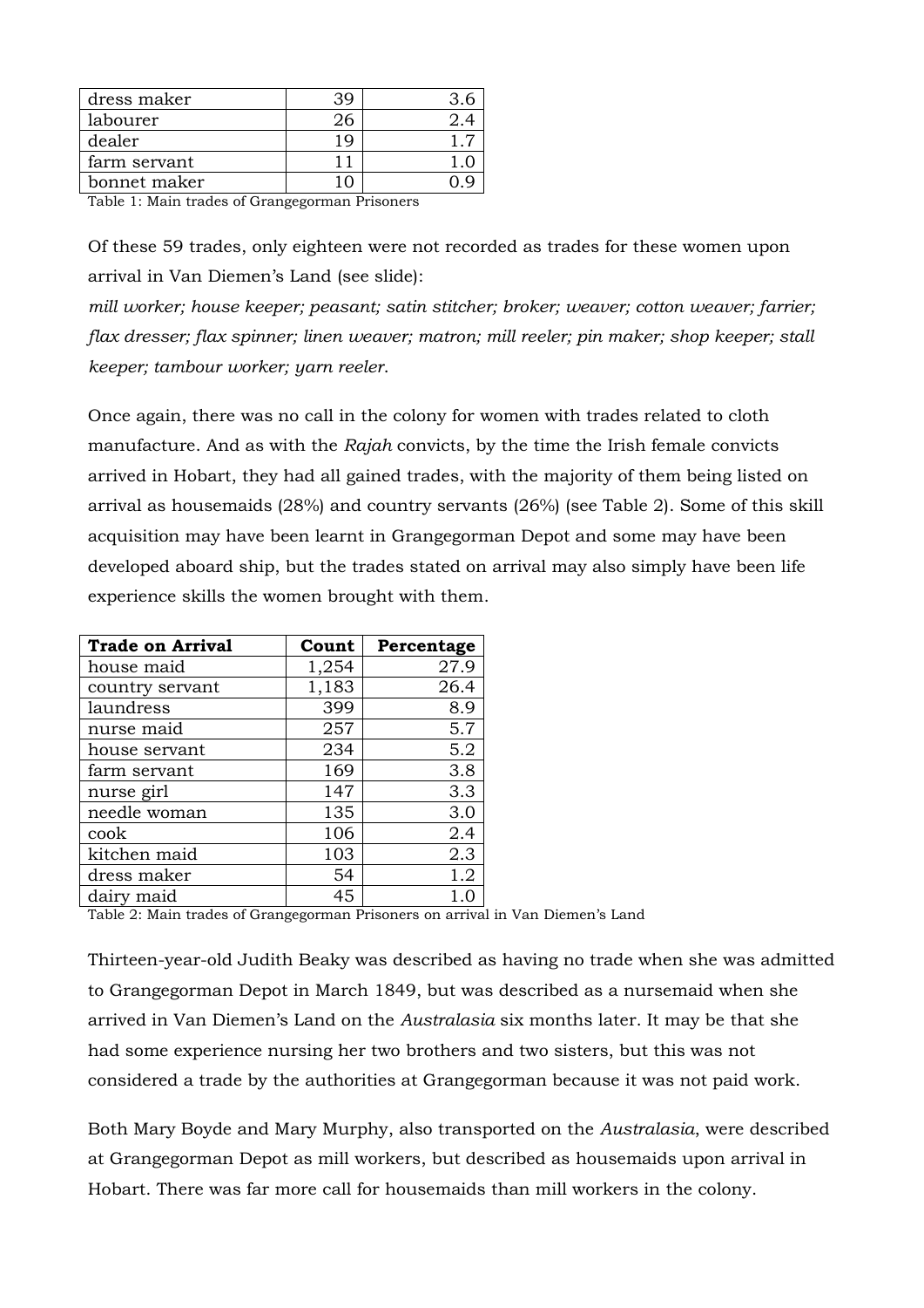| dress maker | 39 | 3.6 |
|---|---|---|
| labourer | 26 | 2.4 |
| dealer | 19 | 1.7 |
| farm servant | 11 | 1.0 |
| bonnet maker | 10 | 0.9 |

Table 1: Main trades of Grangegorman Prisoners

Of these 59 trades, only eighteen were not recorded as trades for these women upon arrival in Van Diemen's Land (see slide):

*mill worker; house keeper; peasant; satin stitcher; broker; weaver; cotton weaver; farrier; flax dresser; flax spinner; linen weaver; matron; mill reeler; pin maker; shop keeper; stall keeper; tambour worker; yarn reeler.*

Once again, there was no call in the colony for women with trades related to cloth manufacture. And as with the *Rajah* convicts, by the time the Irish female convicts arrived in Hobart, they had all gained trades, with the majority of them being listed on arrival as housemaids (28%) and country servants (26%) (see Table 2). Some of this skill acquisition may have been learnt in Grangegorman Depot and some may have been developed aboard ship, but the trades stated on arrival may also simply have been life experience skills the women brought with them.

| **Trade on Arrival** | **Count** | **Percentage** |
|---|---|---|
| house maid | 1,254 | 27.9 |
| country servant | 1,183 | 26.4 |
| laundress | 399 | 8.9 |
| nurse maid | 257 | 5.7 |
| house servant | 234 | 5.2 |
| farm servant | 169 | 3.8 |
| nurse girl | 147 | 3.3 |
| needle woman | 135 | 3.0 |
| cook | 106 | 2.4 |
| kitchen maid | 103 | 2.3 |
| dress maker | 54 | 1.2 |
| dairy maid | 45 | 1.0 |

Table 2: Main trades of Grangegorman Prisoners on arrival in Van Diemen's Land

Thirteen-year-old Judith Beaky was described as having no trade when she was admitted to Grangegorman Depot in March 1849, but was described as a nursemaid when she arrived in Van Diemen's Land on the *Australasia* six months later. It may be that she had some experience nursing her two brothers and two sisters, but this was not considered a trade by the authorities at Grangegorman because it was not paid work.

Both Mary Boyde and Mary Murphy, also transported on the *Australasia*, were described at Grangegorman Depot as mill workers, but described as housemaids upon arrival in Hobart. There was far more call for housemaids than mill workers in the colony.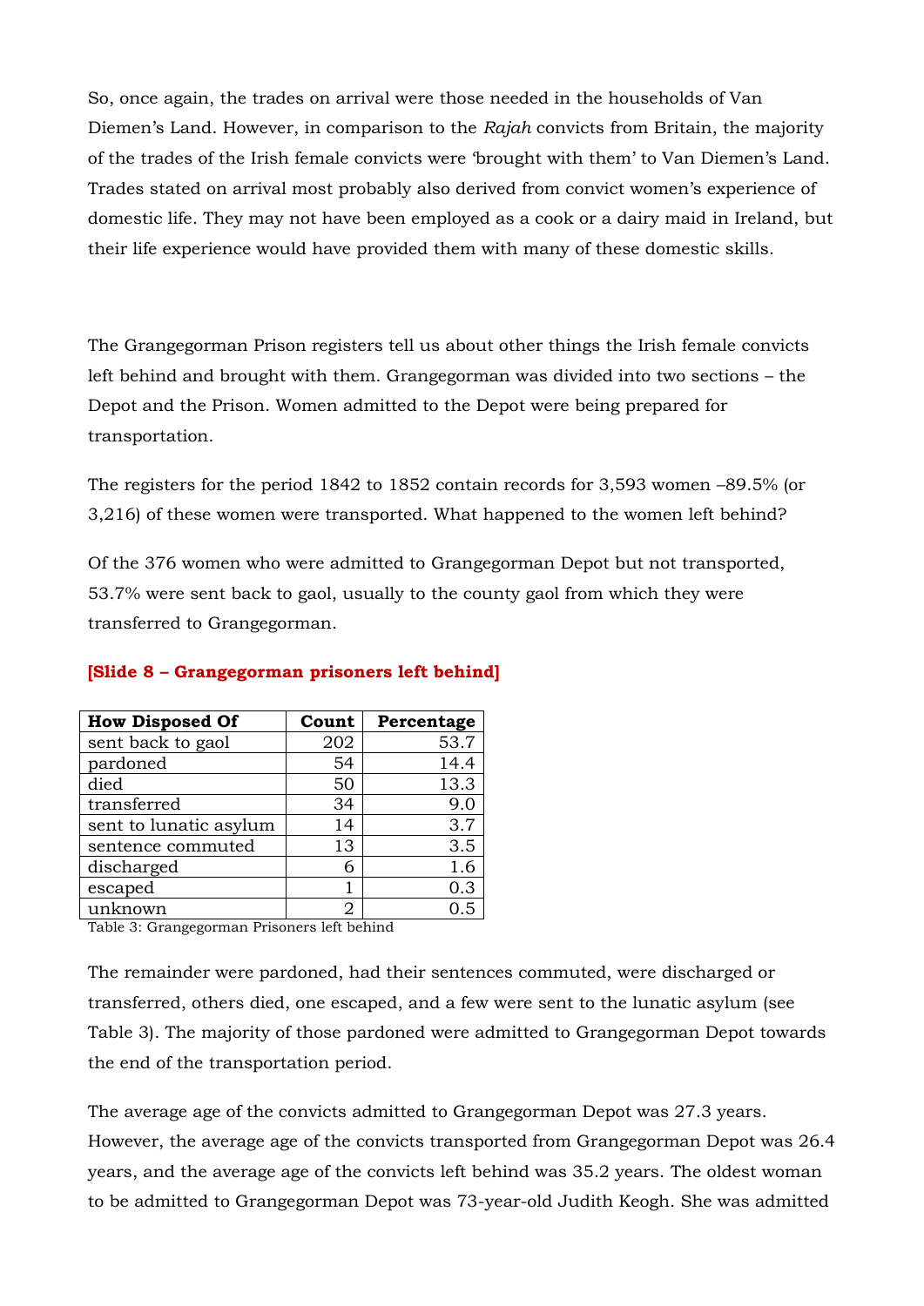So, once again, the trades on arrival were those needed in the households of Van Diemen's Land. However, in comparison to the *Rajah* convicts from Britain, the majority of the trades of the Irish female convicts were 'brought with them' to Van Diemen's Land. Trades stated on arrival most probably also derived from convict women's experience of domestic life. They may not have been employed as a cook or a dairy maid in Ireland, but their life experience would have provided them with many of these domestic skills.

The Grangegorman Prison registers tell us about other things the Irish female convicts left behind and brought with them. Grangegorman was divided into two sections – the Depot and the Prison. Women admitted to the Depot were being prepared for transportation.

The registers for the period 1842 to 1852 contain records for 3,593 women –89.5% (or 3,216) of these women were transported. What happened to the women left behind?

Of the 376 women who were admitted to Grangegorman Depot but not transported, 53.7% were sent back to gaol, usually to the county gaol from which they were transferred to Grangegorman.

**[Slide 8 – Grangegorman prisoners left behind]**

| How Disposed Of | Count | Percentage |
|---|---|---|
| sent back to gaol | 202 | 53.7 |
| pardoned | 54 | 14.4 |
| died | 50 | 13.3 |
| transferred | 34 | 9.0 |
| sent to lunatic asylum | 14 | 3.7 |
| sentence commuted | 13 | 3.5 |
| discharged | 6 | 1.6 |
| escaped | 1 | 0.3 |
| unknown | 2 | 0.5 |

Table 3: Grangegorman Prisoners left behind

The remainder were pardoned, had their sentences commuted, were discharged or transferred, others died, one escaped, and a few were sent to the lunatic asylum (see Table 3). The majority of those pardoned were admitted to Grangegorman Depot towards the end of the transportation period.

The average age of the convicts admitted to Grangegorman Depot was 27.3 years. However, the average age of the convicts transported from Grangegorman Depot was 26.4 years, and the average age of the convicts left behind was 35.2 years. The oldest woman to be admitted to Grangegorman Depot was 73-year-old Judith Keogh. She was admitted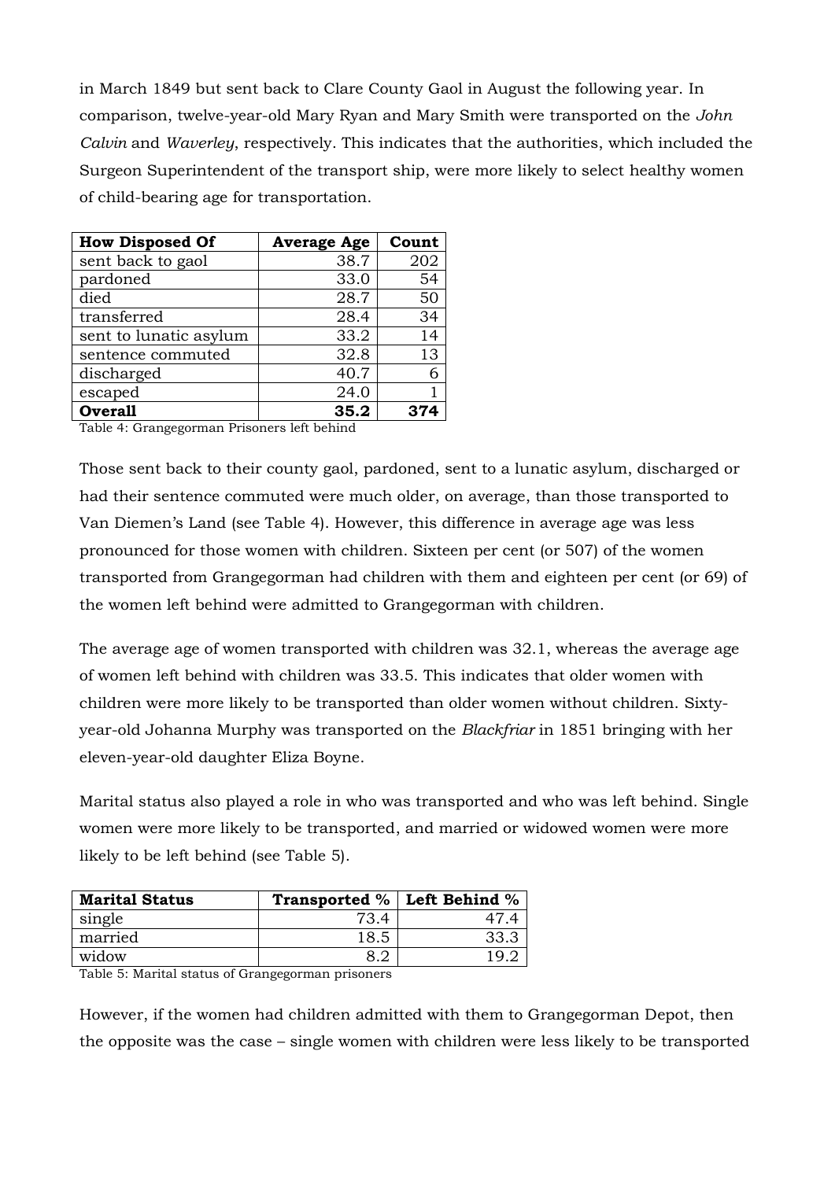in March 1849 but sent back to Clare County Gaol in August the following year. In comparison, twelve-year-old Mary Ryan and Mary Smith were transported on the *John Calvin* and *Waverley*, respectively. This indicates that the authorities, which included the Surgeon Superintendent of the transport ship, were more likely to select healthy women of child-bearing age for transportation.

| How Disposed Of | Average Age | Count |
|---|---|---|
| sent back to gaol | 38.7 | 202 |
| pardoned | 33.0 | 54 |
| died | 28.7 | 50 |
| transferred | 28.4 | 34 |
| sent to lunatic asylum | 33.2 | 14 |
| sentence commuted | 32.8 | 13 |
| discharged | 40.7 | 6 |
| escaped | 24.0 | 1 |
| **Overall** | **35.2** | **374** |

Table 4: Grangegorman Prisoners left behind

Those sent back to their county gaol, pardoned, sent to a lunatic asylum, discharged or had their sentence commuted were much older, on average, than those transported to Van Diemen's Land (see Table 4). However, this difference in average age was less pronounced for those women with children. Sixteen per cent (or 507) of the women transported from Grangegorman had children with them and eighteen per cent (or 69) of the women left behind were admitted to Grangegorman with children.

The average age of women transported with children was 32.1, whereas the average age of women left behind with children was 33.5. This indicates that older women with children were more likely to be transported than older women without children. Sixty-year-old Johanna Murphy was transported on the *Blackfriar* in 1851 bringing with her eleven-year-old daughter Eliza Boyne.

Marital status also played a role in who was transported and who was left behind. Single women were more likely to be transported, and married or widowed women were more likely to be left behind (see Table 5).

| Marital Status | Transported % | Left Behind % |
|---|---|---|
| single | 73.4 | 47.4 |
| married | 18.5 | 33.3 |
| widow | 8.2 | 19.2 |

Table 5: Marital status of Grangegorman prisoners

However, if the women had children admitted with them to Grangegorman Depot, then the opposite was the case – single women with children were less likely to be transported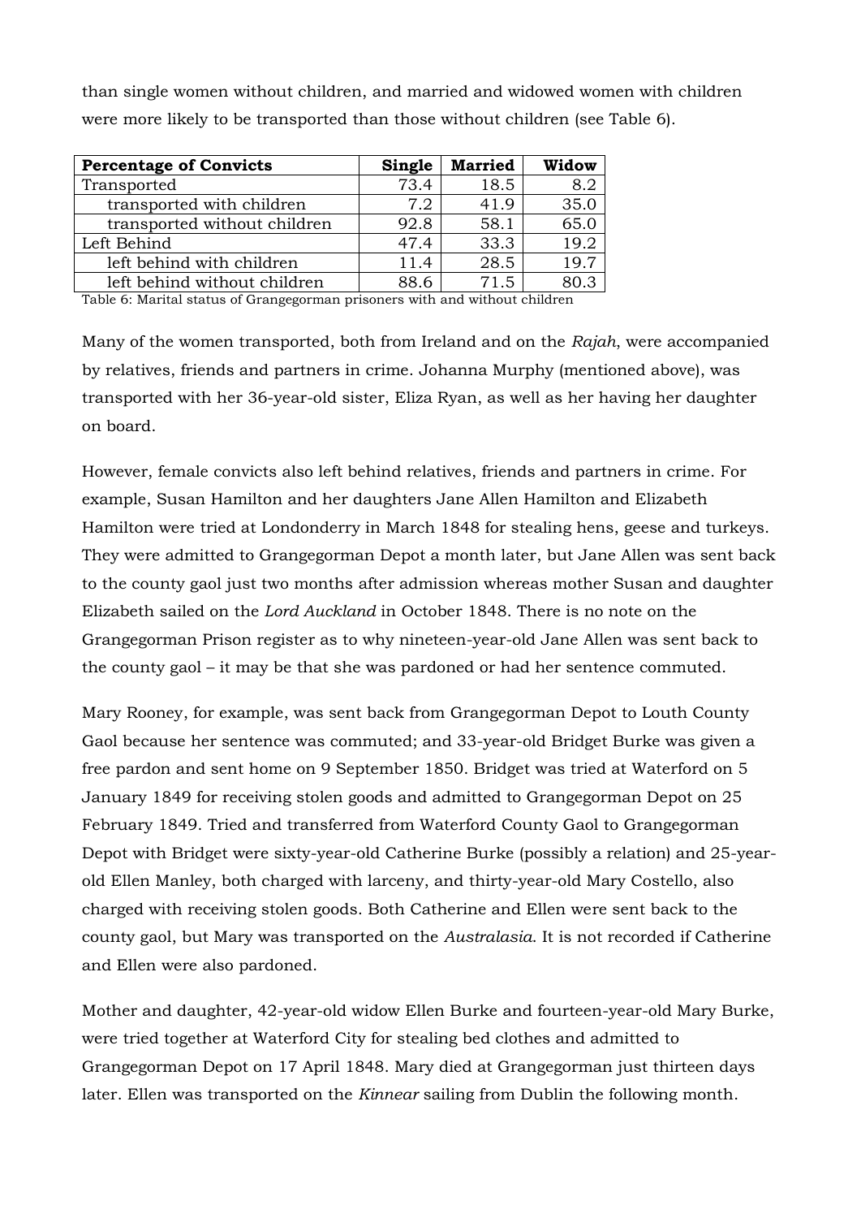than single women without children, and married and widowed women with children were more likely to be transported than those without children (see Table 6).

| Percentage of Convicts | Single | Married | Widow |
|---|---|---|---|
| Transported | 73.4 | 18.5 | 8.2 |
| transported with children | 7.2 | 41.9 | 35.0 |
| transported without children | 92.8 | 58.1 | 65.0 |
| Left Behind | 47.4 | 33.3 | 19.2 |
| left behind with children | 11.4 | 28.5 | 19.7 |
| left behind without children | 88.6 | 71.5 | 80.3 |

Table 6: Marital status of Grangegorman prisoners with and without children

Many of the women transported, both from Ireland and on the *Rajah*, were accompanied by relatives, friends and partners in crime. Johanna Murphy (mentioned above), was transported with her 36-year-old sister, Eliza Ryan, as well as her having her daughter on board.

However, female convicts also left behind relatives, friends and partners in crime. For example, Susan Hamilton and her daughters Jane Allen Hamilton and Elizabeth Hamilton were tried at Londonderry in March 1848 for stealing hens, geese and turkeys. They were admitted to Grangegorman Depot a month later, but Jane Allen was sent back to the county gaol just two months after admission whereas mother Susan and daughter Elizabeth sailed on the *Lord Auckland* in October 1848. There is no note on the Grangegorman Prison register as to why nineteen-year-old Jane Allen was sent back to the county gaol – it may be that she was pardoned or had her sentence commuted.

Mary Rooney, for example, was sent back from Grangegorman Depot to Louth County Gaol because her sentence was commuted; and 33-year-old Bridget Burke was given a free pardon and sent home on 9 September 1850. Bridget was tried at Waterford on 5 January 1849 for receiving stolen goods and admitted to Grangegorman Depot on 25 February 1849. Tried and transferred from Waterford County Gaol to Grangegorman Depot with Bridget were sixty-year-old Catherine Burke (possibly a relation) and 25-year-old Ellen Manley, both charged with larceny, and thirty-year-old Mary Costello, also charged with receiving stolen goods. Both Catherine and Ellen were sent back to the county gaol, but Mary was transported on the *Australasia*. It is not recorded if Catherine and Ellen were also pardoned.

Mother and daughter, 42-year-old widow Ellen Burke and fourteen-year-old Mary Burke, were tried together at Waterford City for stealing bed clothes and admitted to Grangegorman Depot on 17 April 1848. Mary died at Grangegorman just thirteen days later. Ellen was transported on the *Kinnear* sailing from Dublin the following month.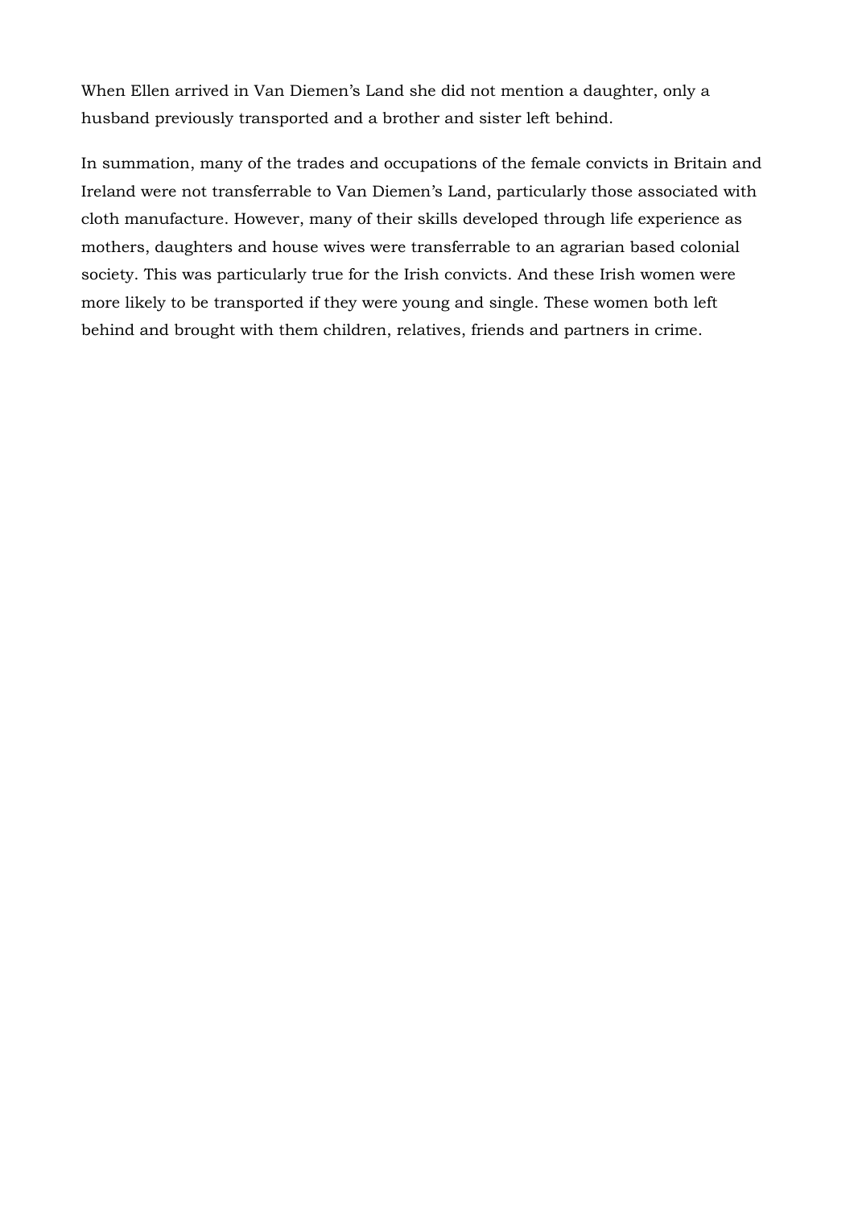When Ellen arrived in Van Diemen's Land she did not mention a daughter, only a husband previously transported and a brother and sister left behind.

In summation, many of the trades and occupations of the female convicts in Britain and Ireland were not transferrable to Van Diemen's Land, particularly those associated with cloth manufacture. However, many of their skills developed through life experience as mothers, daughters and house wives were transferrable to an agrarian based colonial society. This was particularly true for the Irish convicts. And these Irish women were more likely to be transported if they were young and single. These women both left behind and brought with them children, relatives, friends and partners in crime.